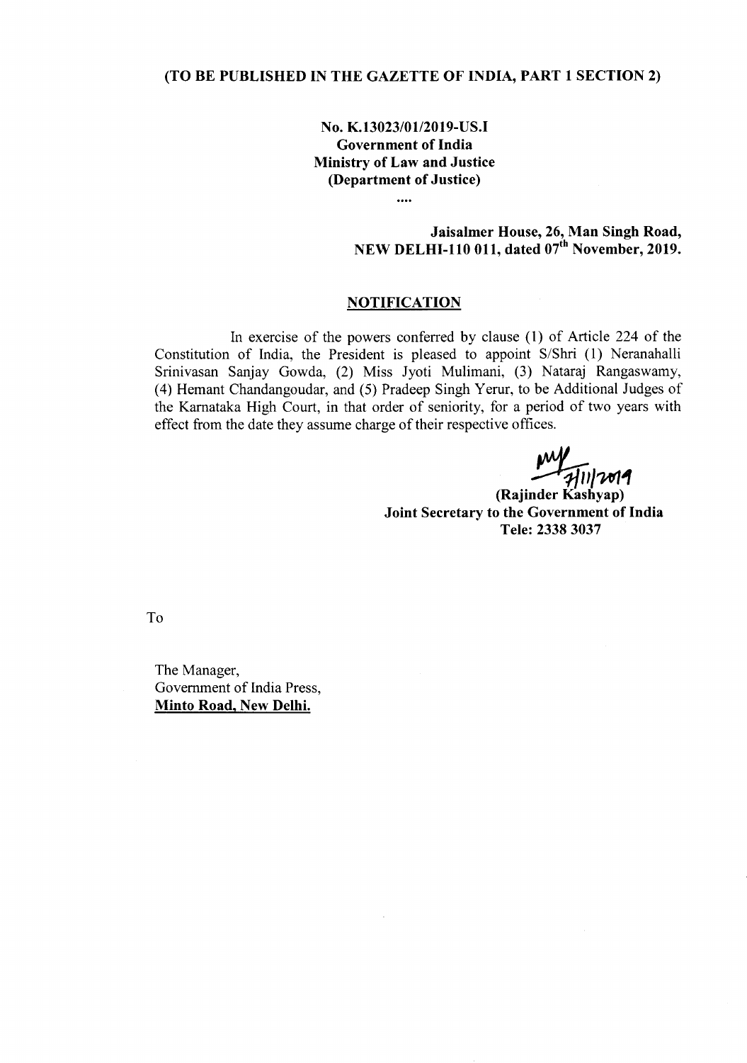**(TO BE PUBLISHED IN THE GAZETTE OF INDIA, PART 1 SECTION 2)**

**No. K.13023/01/2019-US.I**
**Government of India**
**Ministry of Law and Justice**
**(Department of Justice)**

....

**Jaisalmer House, 26, Man Singh Road,**
**NEW DELHI-110 011, dated 07th November, 2019.**

## NOTIFICATION

In exercise of the powers conferred by clause (1) of Article 224 of the Constitution of India, the President is pleased to appoint S/Shri (1) Neranahalli Srinivasan Sanjay Gowda, (2) Miss Jyoti Mulimani, (3) Nataraj Rangaswamy, (4) Hemant Chandangoudar, and (5) Pradeep Singh Yerur, to be Additional Judges of the Karnataka High Court, in that order of seniority, for a period of two years with effect from the date they assume charge of their respective offices.

7/11/2019

**(Rajinder Kashyap)**
**Joint Secretary to the Government of India**
**Tele: 2338 3037**

To

The Manager,
Government of India Press,
**Minto Road, New Delhi.**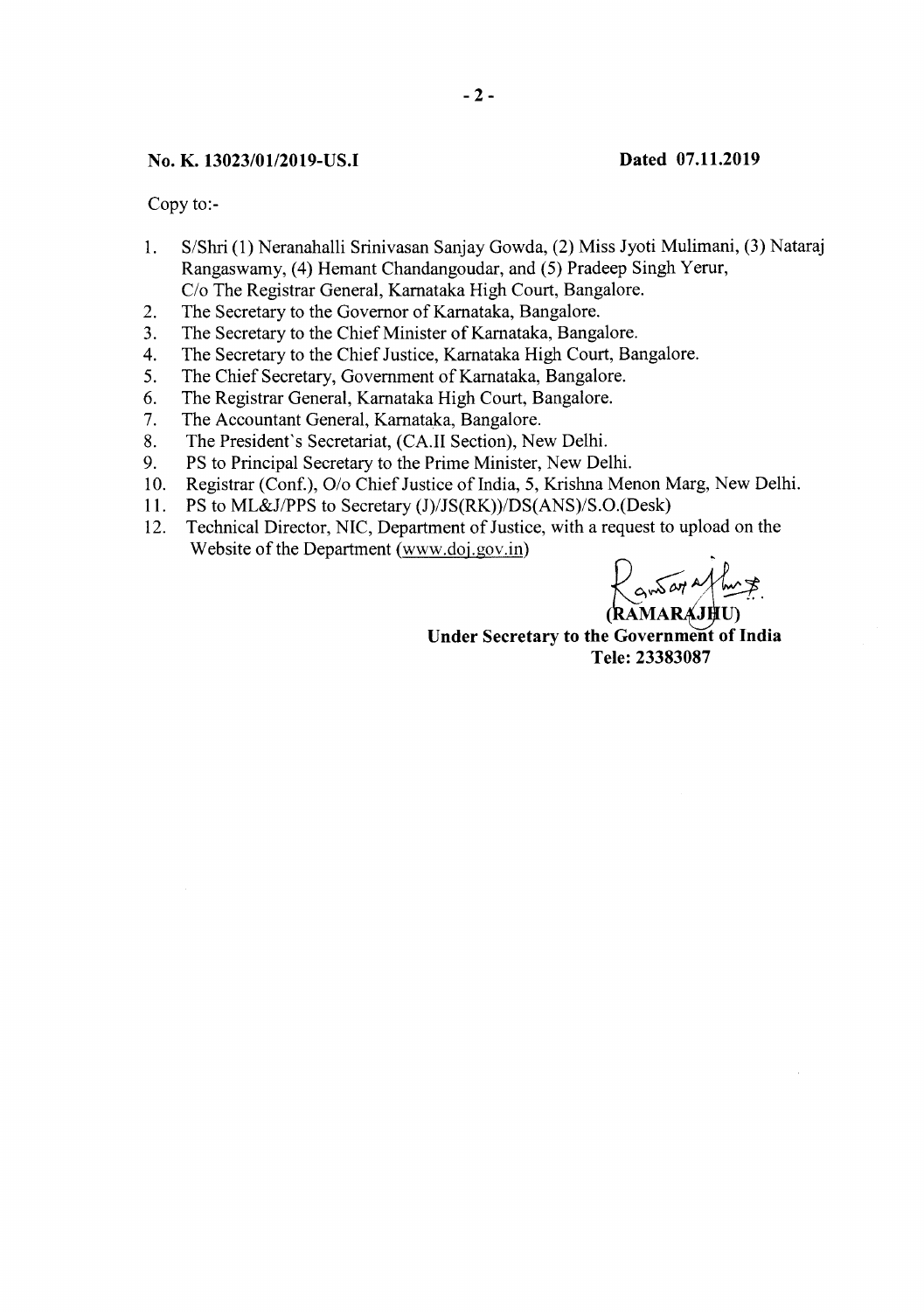**No. K. 13023/01/2019-US.I** **Dated 07.11.2019**

Copy to:-

1. S/Shri (1) Neranahalli Srinivasan Sanjay Gowda, (2) Miss Jyoti Mulimani, (3) Nataraj Rangaswamy, (4) Hemant Chandangoudar, and (5) Pradeep Singh Yerur, C/o The Registrar General, Karnataka High Court, Bangalore.
2. The Secretary to the Governor of Karnataka, Bangalore.
3. The Secretary to the Chief Minister of Karnataka, Bangalore.
4. The Secretary to the Chief Justice, Karnataka High Court, Bangalore.
5. The Chief Secretary, Government of Karnataka, Bangalore.
6. The Registrar General, Karnataka High Court, Bangalore.
7. The Accountant General, Karnataka, Bangalore.
8. The President's Secretariat, (CA.II Section), New Delhi.
9. PS to Principal Secretary to the Prime Minister, New Delhi.
10. Registrar (Conf.), O/o Chief Justice of India, 5, Krishna Menon Marg, New Delhi.
11. PS to ML&J/PPS to Secretary (J)/JS(RK))/DS(ANS)/S.O.(Desk)
12. Technical Director, NIC, Department of Justice, with a request to upload on the Website of the Department (www.doj.gov.in)

**(RAMARAJHU)**
**Under Secretary to the Government of India**
**Tele: 23383087**